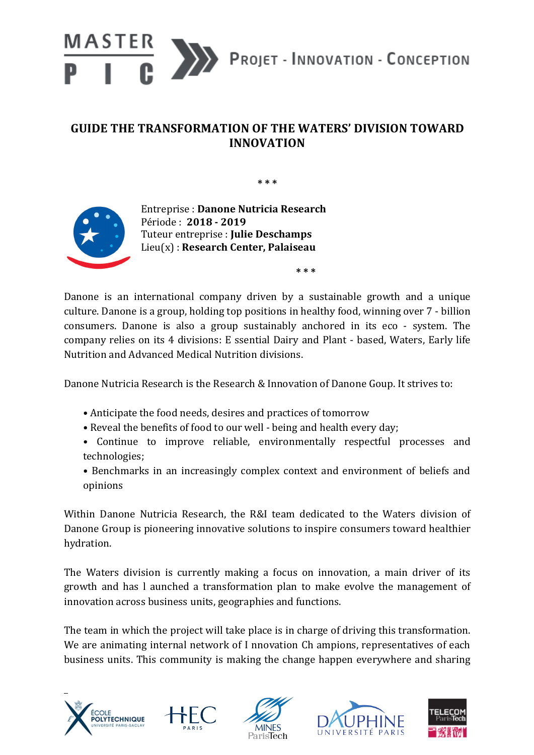# GUIDE THE TRANSFORMATION OF THE WATERS' DIVISION TOWARD INNOVATION

\* \* \*

Entreprise : **Danone Nutricia Research**
Période : **2018 - 2019**
Tuteur entreprise : **Julie Deschamps**
Lieu(x) : **Research Center, Palaiseau**

\* \* \*

Danone is an international company driven by a sustainable growth and a unique culture. Danone is a group, holding top positions in healthy food, winning over 7 - billion consumers. Danone is also a group sustainably anchored in its eco - system. The company relies on its 4 divisions: E ssential Dairy and Plant - based, Waters, Early life Nutrition and Advanced Medical Nutrition divisions.

Danone Nutricia Research is the Research & Innovation of Danone Goup. It strives to:

- Anticipate the food needs, desires and practices of tomorrow
- Reveal the benefits of food to our well - being and health every day;
- Continue to improve reliable, environmentally respectful processes and technologies;
- Benchmarks in an increasingly complex context and environment of beliefs and opinions

Within Danone Nutricia Research, the R&I team dedicated to the Waters division of Danone Group is pioneering innovative solutions to inspire consumers toward healthier hydration.

The Waters division is currently making a focus on innovation, a main driver of its growth and has l aunched a transformation plan to make evolve the management of innovation across business units, geographies and functions.

The team in which the project will take place is in charge of driving this transformation. We are animating internal network of I nnovation Ch ampions, representatives of each business units. This community is making the change happen everywhere and sharing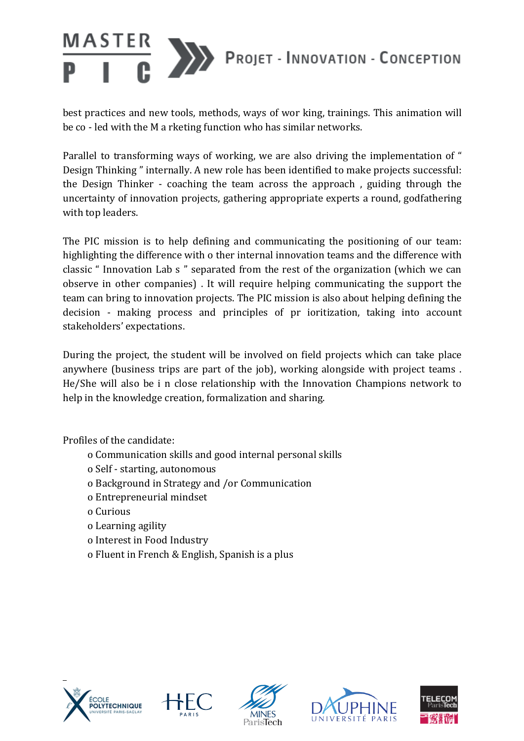best practices and new tools, methods, ways of wor king, trainings. This animation will be co - led with the M a rketing function who has similar networks.

Parallel to transforming ways of working, we are also driving the implementation of " Design Thinking " internally. A new role has been identified to make projects successful: the Design Thinker - coaching the team across the approach , guiding through the uncertainty of innovation projects, gathering appropriate experts a round, godfathering with top leaders.

The PIC mission is to help defining and communicating the positioning of our team: highlighting the difference with o ther internal innovation teams and the difference with classic " Innovation Lab s " separated from the rest of the organization (which we can observe in other companies) . It will require helping communicating the support the team can bring to innovation projects. The PIC mission is also about helping defining the decision - making process and principles of pr ioritization, taking into account stakeholders' expectations.

During the project, the student will be involved on field projects which can take place anywhere (business trips are part of the job), working alongside with project teams . He/She will also be i n close relationship with the Innovation Champions network to help in the knowledge creation, formalization and sharing.

Profiles of the candidate:

- Communication skills and good internal personal skills
- Self - starting, autonomous
- Background in Strategy and /or Communication
- Entrepreneurial mindset
- Curious
- Learning agility
- Interest in Food Industry
- Fluent in French & English, Spanish is a plus